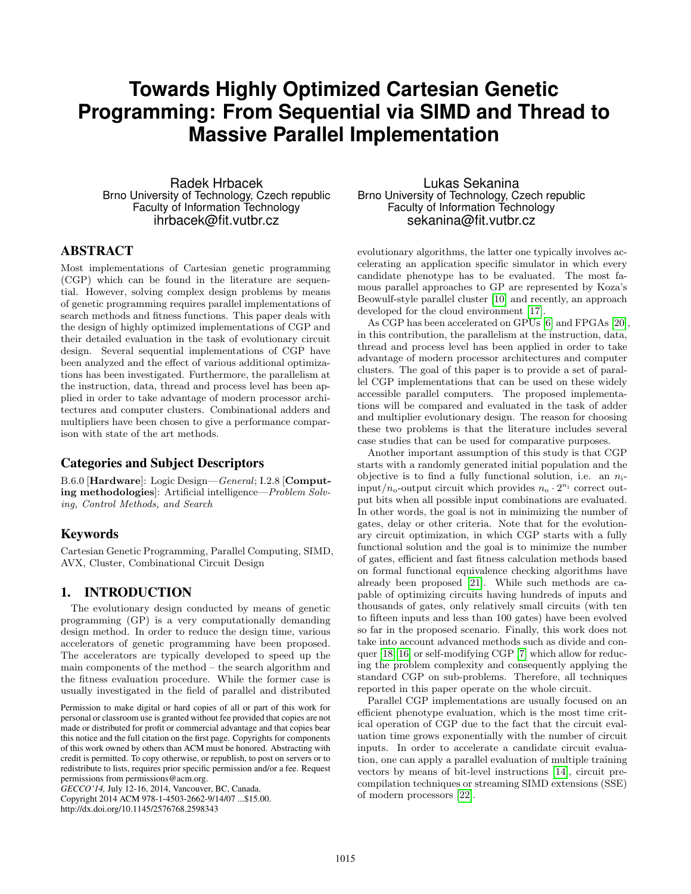# Towards Highly Optimized Cartesian Genetic Programming: From Sequential via SIMD and Thread to Massive Parallel Implementation

Radek Hrbacek
Brno University of Technology, Czech republic
Faculty of Information Technology
ihrbacek@fit.vutbr.cz

Lukas Sekanina
Brno University of Technology, Czech republic
Faculty of Information Technology
sekanina@fit.vutbr.cz

## ABSTRACT

Most implementations of Cartesian genetic programming (CGP) which can be found in the literature are sequential. However, solving complex design problems by means of genetic programming requires parallel implementations of search methods and fitness functions. This paper deals with the design of highly optimized implementations of CGP and their detailed evaluation in the task of evolutionary circuit design. Several sequential implementations of CGP have been analyzed and the effect of various additional optimizations has been investigated. Furthermore, the parallelism at the instruction, data, thread and process level has been applied in order to take advantage of modern processor architectures and computer clusters. Combinational adders and multipliers have been chosen to give a performance comparison with state of the art methods.

### Categories and Subject Descriptors

B.6.0 [**Hardware**]: Logic Design—*General*; I.2.8 [**Computing methodologies**]: Artificial intelligence—*Problem Solving, Control Methods, and Search*

### Keywords

Cartesian Genetic Programming, Parallel Computing, SIMD, AVX, Cluster, Combinational Circuit Design

## 1. INTRODUCTION

The evolutionary design conducted by means of genetic programming (GP) is a very computationally demanding design method. In order to reduce the design time, various accelerators of genetic programming have been proposed. The accelerators are typically developed to speed up the main components of the method – the search algorithm and the fitness evaluation procedure. While the former case is usually investigated in the field of parallel and distributed evolutionary algorithms, the latter one typically involves accelerating an application specific simulator in which every candidate phenotype has to be evaluated. The most famous parallel approaches to GP are represented by Koza's Beowulf-style parallel cluster [10] and recently, an approach developed for the cloud environment [17].

As CGP has been accelerated on GPUs [6] and FPGAs [20], in this contribution, the parallelism at the instruction, data, thread and process level has been applied in order to take advantage of modern processor architectures and computer clusters. The goal of this paper is to provide a set of parallel CGP implementations that can be used on these widely accessible parallel computers. The proposed implementations will be compared and evaluated in the task of adder and multiplier evolutionary design. The reason for choosing these two problems is that the literature includes several case studies that can be used for comparative purposes.

Another important assumption of this study is that CGP starts with a randomly generated initial population and the objective is to find a fully functional solution, i.e. an $n_i$-input/$n_o$-output circuit which provides $n_o \cdot 2^{n_i}$ correct output bits when all possible input combinations are evaluated. In other words, the goal is not in minimizing the number of gates, delay or other criteria. Note that for the evolutionary circuit optimization, in which CGP starts with a fully functional solution and the goal is to minimize the number of gates, efficient and fast fitness calculation methods based on formal functional equivalence checking algorithms have already been proposed [21]. While such methods are capable of optimizing circuits having hundreds of inputs and thousands of gates, only relatively small circuits (with ten to fifteen inputs and less than 100 gates) have been evolved so far in the proposed scenario. Finally, this work does not take into account advanced methods such as divide and conquer [18, 16] or self-modifying CGP [7] which allow for reducing the problem complexity and consequently applying the standard CGP on sub-problems. Therefore, all techniques reported in this paper operate on the whole circuit.

Parallel CGP implementations are usually focused on an efficient phenotype evaluation, which is the most time critical operation of CGP due to the fact that the circuit evaluation time grows exponentially with the number of circuit inputs. In order to accelerate a candidate circuit evaluation, one can apply a parallel evaluation of multiple training vectors by means of bit-level instructions [14], circuit precompilation techniques or streaming SIMD extensions (SSE) of modern processors [22].

Permission to make digital or hard copies of all or part of this work for personal or classroom use is granted without fee provided that copies are not made or distributed for profit or commercial advantage and that copies bear this notice and the full citation on the first page. Copyrights for components of this work owned by others than ACM must be honored. Abstracting with credit is permitted. To copy otherwise, or republish, to post on servers or to redistribute to lists, requires prior specific permission and/or a fee. Request permissions from permissions@acm.org.
*GECCO'14,* July 12-16, 2014, Vancouver, BC, Canada.
Copyright 2014 ACM 978-1-4503-2662-9/14/07 ...$15.00.
http://dx.doi.org/10.1145/2576768.2598343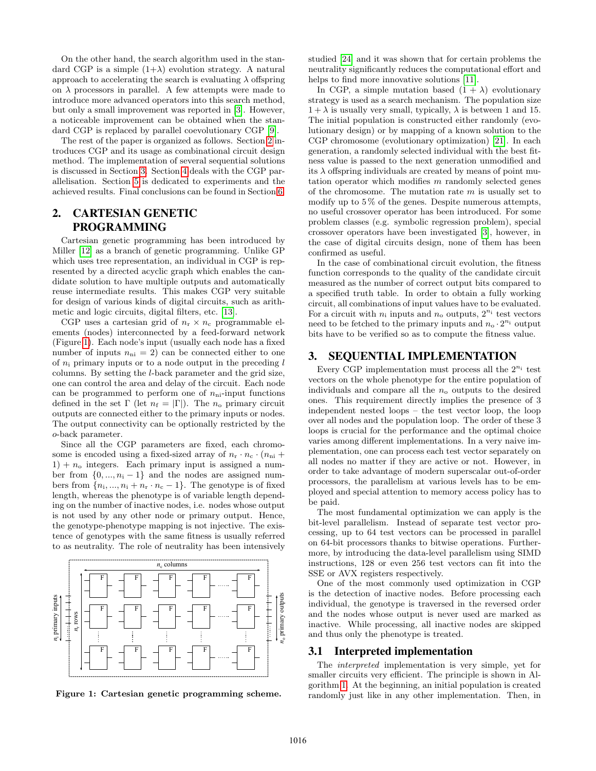On the other hand, the search algorithm used in the standard CGP is a simple (1+λ) evolution strategy. A natural approach to accelerating the search is evaluating λ offspring on λ processors in parallel. A few attempts were made to introduce more advanced operators into this search method, but only a small improvement was reported in [3]. However, a noticeable improvement can be obtained when the standard CGP is replaced by parallel coevolutionary CGP [9].

The rest of the paper is organized as follows. Section 2 introduces CGP and its usage as combinational circuit design method. The implementation of several sequential solutions is discussed in Section 3. Section 4 deals with the CGP parallelisation. Section 5 is dedicated to experiments and the achieved results. Final conclusions can be found in Section 6.

## 2. CARTESIAN GENETIC PROGRAMMING

Cartesian genetic programming has been introduced by Miller [12] as a branch of genetic programming. Unlike GP which uses tree representation, an individual in CGP is represented by a directed acyclic graph which enables the candidate solution to have multiple outputs and automatically reuse intermediate results. This makes CGP very suitable for design of various kinds of digital circuits, such as arithmetic and logic circuits, digital filters, etc. [13].

CGP uses a cartesian grid of $n_r \times n_c$ programmable elements (nodes) interconnected by a feed-forward network (Figure 1). Each node's input (usually each node has a fixed number of inputs $n_{ni} = 2$) can be connected either to one of $n_i$ primary inputs or to a node output in the preceding $l$ columns. By setting the $l$-back parameter and the grid size, one can control the area and delay of the circuit. Each node can be programmed to perform one of $n_{ni}$-input functions defined in the set $\Gamma$ (let $n_f = |\Gamma|$). The $n_o$ primary circuit outputs are connected either to the primary inputs or nodes. The output connectivity can be optionally restricted by the $o$-back parameter.

Since all the CGP parameters are fixed, each chromosome is encoded using a fixed-sized array of $n_r \cdot n_c \cdot (n_{ni} + 1) + n_o$ integers. Each primary input is assigned a number from $\{0, ..., n_i - 1\}$ and the nodes are assigned numbers from $\{n_i, ..., n_i + n_r \cdot n_c - 1\}$. The genotype is of fixed length, whereas the phenotype is of variable length depending on the number of inactive nodes, i.e. nodes whose output is not used by any other node or primary output. Hence, the genotype-phenotype mapping is not injective. The existence of genotypes with the same fitness is usually referred to as neutrality. The role of neutrality has been intensively studied [24] and it was shown that for certain problems the neutrality significantly reduces the computational effort and helps to find more innovative solutions [11].

**Figure 1: Cartesian genetic programming scheme.**

In CGP, a simple mutation based (1 + λ) evolutionary strategy is used as a search mechanism. The population size 1 + λ is usually very small, typically, λ is between 1 and 15. The initial population is constructed either randomly (evolutionary design) or by mapping of a known solution to the CGP chromosome (evolutionary optimization) [21]. In each generation, a randomly selected individual with the best fitness value is passed to the next generation unmodified and its λ offspring individuals are created by means of point mutation operator which modifies $m$ randomly selected genes of the chromosome. The mutation rate $m$ is usually set to modify up to 5 % of the genes. Despite numerous attempts, no useful crossover operator has been introduced. For some problem classes (e.g. symbolic regression problem), special crossover operators have been investigated [3], however, in the case of digital circuits design, none of them has been confirmed as useful.

In the case of combinational circuit evolution, the fitness function corresponds to the quality of the candidate circuit measured as the number of correct output bits compared to a specified truth table. In order to obtain a fully working circuit, all combinations of input values have to be evaluated. For a circuit with $n_i$ inputs and $n_o$ outputs, $2^{n_i}$ test vectors need to be fetched to the primary inputs and $n_o \cdot 2^{n_i}$ output bits have to be verified so as to compute the fitness value.

## 3. SEQUENTIAL IMPLEMENTATION

Every CGP implementation must process all the $2^{n_i}$ test vectors on the whole phenotype for the entire population of individuals and compare all the $n_o$ outputs to the desired ones. This requirement directly implies the presence of 3 independent nested loops – the test vector loop, the loop over all nodes and the population loop. The order of these 3 loops is crucial for the performance and the optimal choice varies among different implementations. In a very naive implementation, one can process each test vector separately on all nodes no matter if they are active or not. However, in order to take advantage of modern superscalar out-of-order processors, the parallelism at various levels has to be employed and special attention to memory access policy has to be paid.

The most fundamental optimization we can apply is the bit-level parallelism. Instead of separate test vector processing, up to 64 test vectors can be processed in parallel on 64-bit processors thanks to bitwise operations. Furthermore, by introducing the data-level parallelism using SIMD instructions, 128 or even 256 test vectors can fit into the SSE or AVX registers respectively.

One of the most commonly used optimization in CGP is the detection of inactive nodes. Before processing each individual, the genotype is traversed in the reversed order and the nodes whose output is never used are marked as inactive. While processing, all inactive nodes are skipped and thus only the phenotype is treated.

### 3.1 Interpreted implementation

The *interpreted* implementation is very simple, yet for smaller circuits very efficient. The principle is shown in Algorithm 1. At the beginning, an initial population is created randomly just like in any other implementation. Then, in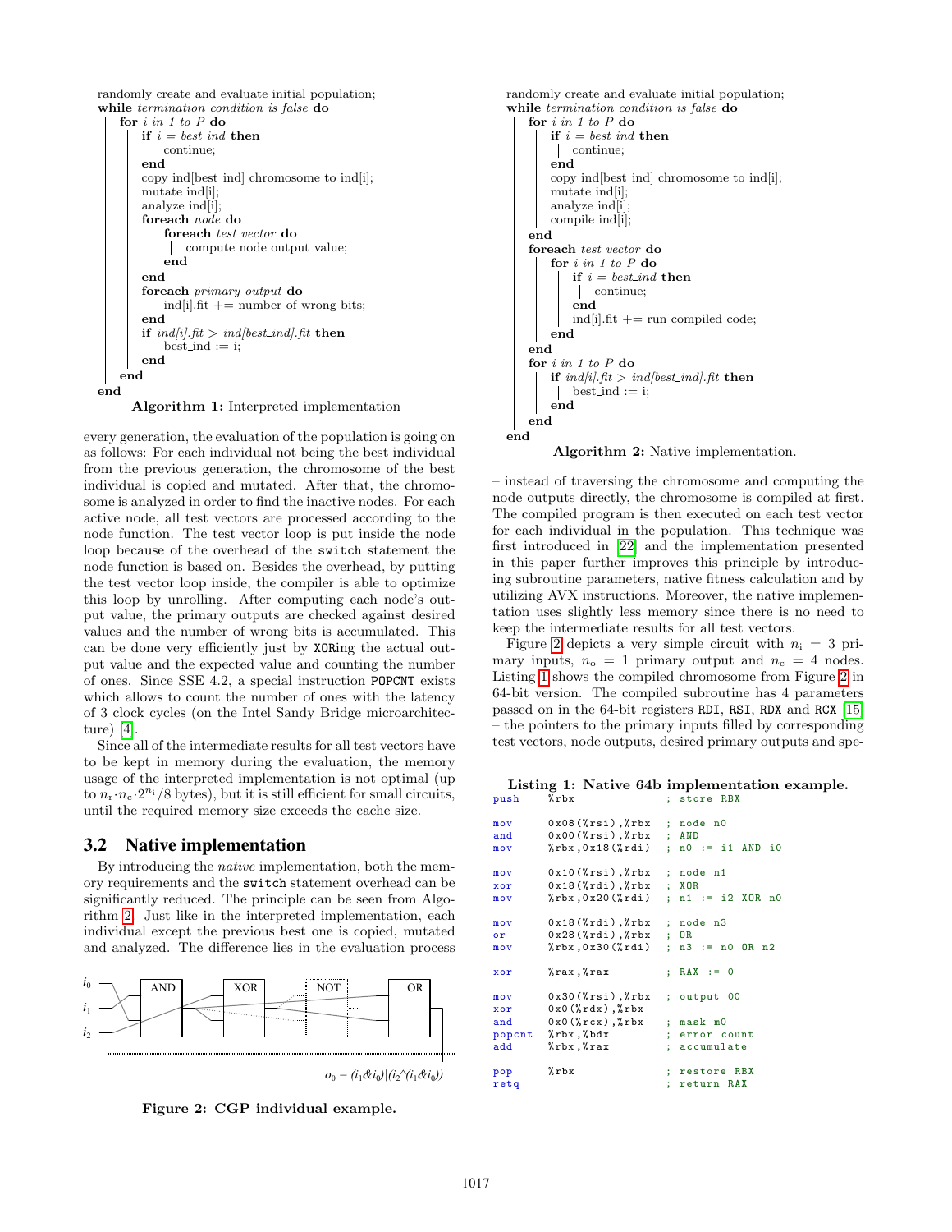```
randomly create and evaluate initial population;
while termination condition is false do
    for i in 1 to P do
        if i = best_ind then
            continue;
        end
        copy ind[best_ind] chromosome to ind[i];
        mutate ind[i];
        analyze ind[i];
        foreach node do
            foreach test vector do
                compute node output value;
            end
        end
        foreach primary output do
            ind[i].fit += number of wrong bits;
        end
        if ind[i].fit > ind[best_ind].fit then
            best_ind := i;
        end
    end
end
```

**Algorithm 1:** Interpreted implementation

every generation, the evaluation of the population is going on as follows: For each individual not being the best individual from the previous generation, the chromosome of the best individual is copied and mutated. After that, the chromosome is analyzed in order to find the inactive nodes. For each active node, all test vectors are processed according to the node function. The test vector loop is put inside the node loop because of the overhead of the `switch` statement the node function is based on. Besides the overhead, by putting the test vector loop inside, the compiler is able to optimize this loop by unrolling. After computing each node's output value, the primary outputs are checked against desired values and the number of wrong bits is accumulated. This can be done very efficiently just by `XOR`ing the actual output value and the expected value and counting the number of ones. Since SSE 4.2, a special instruction `POPCNT` exists which allows to count the number of ones with the latency of 3 clock cycles (on the Intel Sandy Bridge microarchitecture) [4].

Since all of the intermediate results for all test vectors have to be kept in memory during the evaluation, the memory usage of the interpreted implementation is not optimal (up to $n_r \cdot n_c \cdot 2^{n_i}/8$ bytes), but it is still efficient for small circuits, until the required memory size exceeds the cache size.

## 3.2 Native implementation

By introducing the *native* implementation, both the memory requirements and the `switch` statement overhead can be significantly reduced. The principle can be seen from Algorithm 2. Just like in the interpreted implementation, each individual except the previous best one is copied, mutated and analyzed. The difference lies in the evaluation process

Figure 2: CGP individual example.

```
randomly create and evaluate initial population;
while termination condition is false do
    for i in 1 to P do
        if i = best_ind then
            continue;
        end
        copy ind[best_ind] chromosome to ind[i];
        mutate ind[i];
        analyze ind[i];
        compile ind[i];
    end
    foreach test vector do
        for i in 1 to P do
            if i = best_ind then
                continue;
            end
            ind[i].fit += run compiled code;
        end
    end
    for i in 1 to P do
        if ind[i].fit > ind[best_ind].fit then
            best_ind := i;
        end
    end
end
```

**Algorithm 2:** Native implementation.

– instead of traversing the chromosome and computing the node outputs directly, the chromosome is compiled at first. The compiled program is then executed on each test vector for each individual in the population. This technique was first introduced in [22] and the implementation presented in this paper further improves this principle by introducing subroutine parameters, native fitness calculation and by utilizing AVX instructions. Moreover, the native implementation uses slightly less memory since there is no need to keep the intermediate results for all test vectors.

Figure 2 depicts a very simple circuit with $n_i = 3$ primary inputs, $n_o = 1$ primary output and $n_c = 4$ nodes. Listing 1 shows the compiled chromosome from Figure 2 in 64-bit version. The compiled subroutine has 4 parameters passed on in the 64-bit registers `RDI`, `RSI`, `RDX` and `RCX` [15] – the pointers to the primary inputs filled by corresponding test vectors, node outputs, desired primary outputs and spe-

**Listing 1: Native 64b implementation example.**

```
push    %rbx               ; store RBX

mov     0x08(%rsi),%rbx    ; node n0
and     0x00(%rsi),%rbx    ; AND
mov     %rbx,0x18(%rdi)    ; n0 := i1 AND i0

mov     0x10(%rsi),%rbx    ; node n1
xor     0x18(%rdi),%rbx    ; XOR
mov     %rbx,0x20(%rdi)    ; n1 := i2 XOR n0

mov     0x18(%rdi),%rbx    ; node n3
or      0x28(%rdi),%rbx    ; OR
mov     %rbx,0x30(%rdi)    ; n3 := n0 OR n2

xor     %rax,%rax          ; RAX := 0

mov     0x30(%rsi),%rbx    ; output o0
xor     0x0(%rdx),%rbx
and     0x0(%rcx),%rbx     ; mask m0
popcnt  %rbx,%bdx          ; error count
add     %rbx,%rax          ; accumulate

pop     %rbx               ; restore RBX
retq                       ; return RAX
```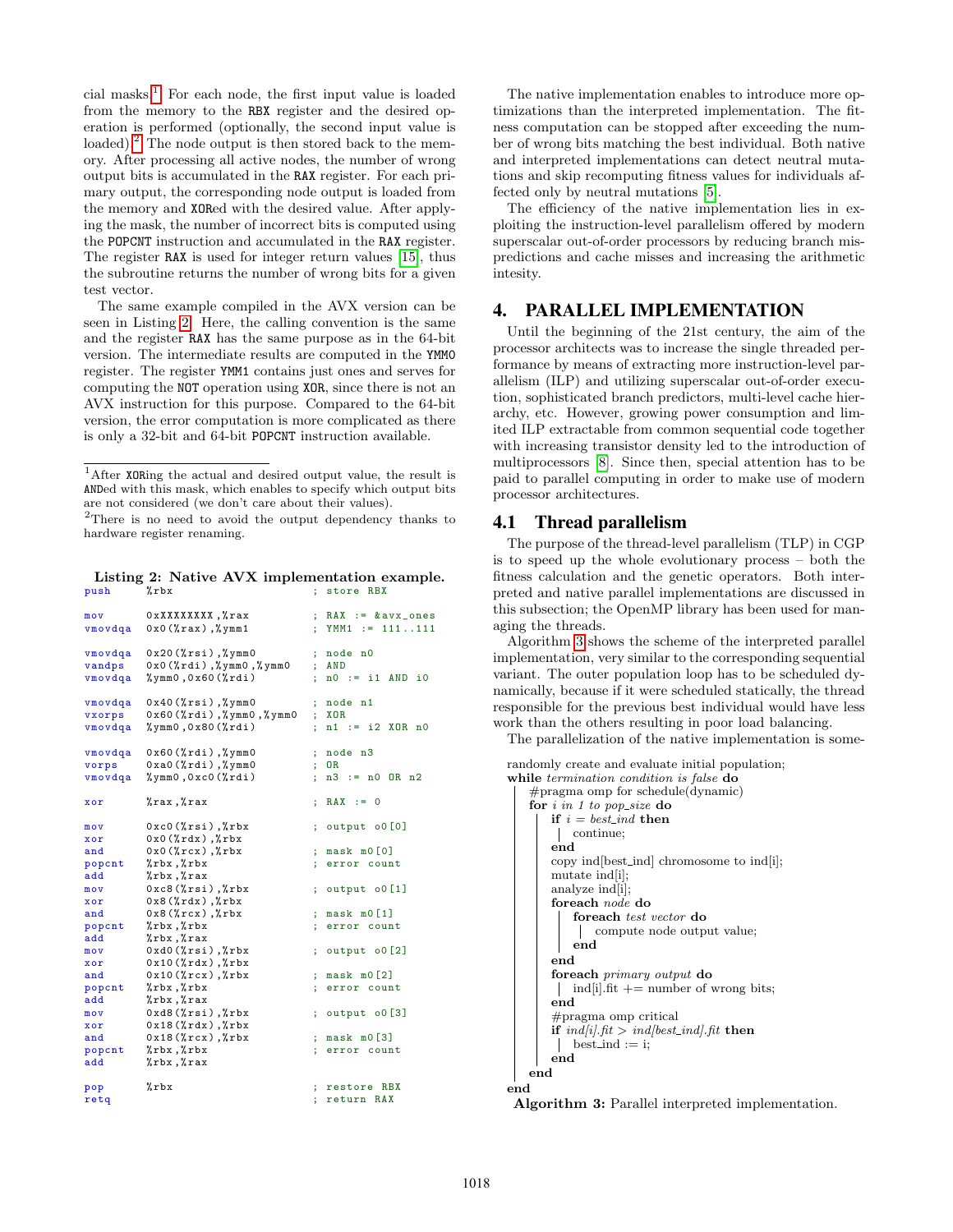cial masks[1]. For each node, the first input value is loaded from the memory to the RBX register and the desired operation is performed (optionally, the second input value is loaded)[2]. The node output is then stored back to the memory. After processing all active nodes, the number of wrong output bits is accumulated in the RAX register. For each primary output, the corresponding node output is loaded from the memory and XORed with the desired value. After applying the mask, the number of incorrect bits is computed using the POPCNT instruction and accumulated in the RAX register. The register RAX is used for integer return values [15], thus the subroutine returns the number of wrong bits for a given test vector.

The same example compiled in the AVX version can be seen in Listing 2. Here, the calling convention is the same and the register RAX has the same purpose as in the 64-bit version. The intermediate results are computed in the YMM0 register. The register YMM1 contains just ones and serves for computing the NOT operation using XOR, since there is not an AVX instruction for this purpose. Compared to the 64-bit version, the error computation is more complicated as there is only a 32-bit and 64-bit POPCNT instruction available.

[1]After XORing the actual and desired output value, the result is ANDed with this mask, which enables to specify which output bits are not considered (we don't care about their values).

[2]There is no need to avoid the output dependency thanks to hardware register renaming.

**Listing 2: Native AVX implementation example.**

```
push      %rbx                        ; store RBX

mov       0xXXXXXXXX,%rax             ; RAX := &avx_ones
vmovdqa   0x0(%rax),%ymm1             ; YMM1 := 111..111

vmovdqa   0x20(%rsi),%ymm0            ; node n0
vandps    0x0(%rdi),%ymm0,%ymm0       ; AND
vmovdqa   %ymm0,0x60(%rdi)            ; n0 := i1 AND i0

vmovdqa   0x40(%rsi),%ymm0            ; node n1
vxorps    0x60(%rdi),%ymm0,%ymm0      ; XOR
vmovdqa   %ymm0,0x80(%rdi)            ; n1 := i2 XOR n0

vmovdqa   0x60(%rdi),%ymm0            ; node n3
vorps     0xa0(%rdi),%ymm0            ; OR
vmovdqa   %ymm0,0xc0(%rdi)            ; n3 := n0 OR n2

xor       %rax,%rax                   ; RAX := 0

mov       0xc0(%rsi),%rbx             ; output o0[0]
xor       0x0(%rdx),%rbx
and       0x0(%rcx),%rbx              ; mask m0[0]
popcnt    %rbx,%rbx                   ; error count
add       %rbx,%rax
mov       0xc8(%rsi),%rbx             ; output o0[1]
xor       0x8(%rdx),%rbx
and       0x8(%rcx),%rbx              ; mask m0[1]
popcnt    %rbx,%rbx                   ; error count
add       %rbx,%rax
mov       0xd0(%rsi),%rbx             ; output o0[2]
xor       0x10(%rdx),%rbx
and       0x10(%rcx),%rbx             ; mask m0[2]
popcnt    %rbx,%rbx                   ; error count
add       %rbx,%rax
mov       0xd8(%rsi),%rbx             ; output o0[3]
xor       0x18(%rdx),%rbx
and       0x18(%rcx),%rbx             ; mask m0[3]
popcnt    %rbx,%rbx                   ; error count
add       %rbx,%rax

pop       %rbx                        ; restore RBX
retq                                  ; return RAX
```

The native implementation enables to introduce more optimizations than the interpreted implementation. The fitness computation can be stopped after exceeding the number of wrong bits matching the best individual. Both native and interpreted implementations can detect neutral mutations and skip recomputing fitness values for individuals affected only by neutral mutations [5].

The efficiency of the native implementation lies in exploiting the instruction-level parallelism offered by modern superscalar out-of-order processors by reducing branch mispredictions and cache misses and increasing the arithmetic intesity.

# 4. PARALLEL IMPLEMENTATION

Until the beginning of the 21st century, the aim of the processor architects was to increase the single threaded performance by means of extracting more instruction-level parallelism (ILP) and utilizing superscalar out-of-order execution, sophisticated branch predictors, multi-level cache hierarchy, etc. However, growing power consumption and limited ILP extractable from common sequential code together with increasing transistor density led to the introduction of multiprocessors [8]. Since then, special attention has to be paid to parallel computing in order to make use of modern processor architectures.

## 4.1 Thread parallelism

The purpose of the thread-level parallelism (TLP) in CGP is to speed up the whole evolutionary process – both the fitness calculation and the genetic operators. Both interpreted and native parallel implementations are discussed in this subsection; the OpenMP library has been used for managing the threads.

Algorithm 3 shows the scheme of the interpreted parallel implementation, very similar to the corresponding sequential variant. The outer population loop has to be scheduled dynamically, because if it were scheduled statically, the thread responsible for the previous best individual would have less work than the others resulting in poor load balancing.

The parallelization of the native implementation is some-

```
randomly create and evaluate initial population;
while termination condition is false do
    #pragma omp for schedule(dynamic)
    for i in 1 to pop_size do
        if i = best_ind then
            continue;
        end
        copy ind[best_ind] chromosome to ind[i];
        mutate ind[i];
        analyze ind[i];
        foreach node do
            foreach test vector do
                compute node output value;
            end
        end
        foreach primary output do
            ind[i].fit += number of wrong bits;
        end
        #pragma omp critical
        if ind[i].fit > ind[best_ind].fit then
            best_ind := i;
        end
    end
end
```

**Algorithm 3:** Parallel interpreted implementation.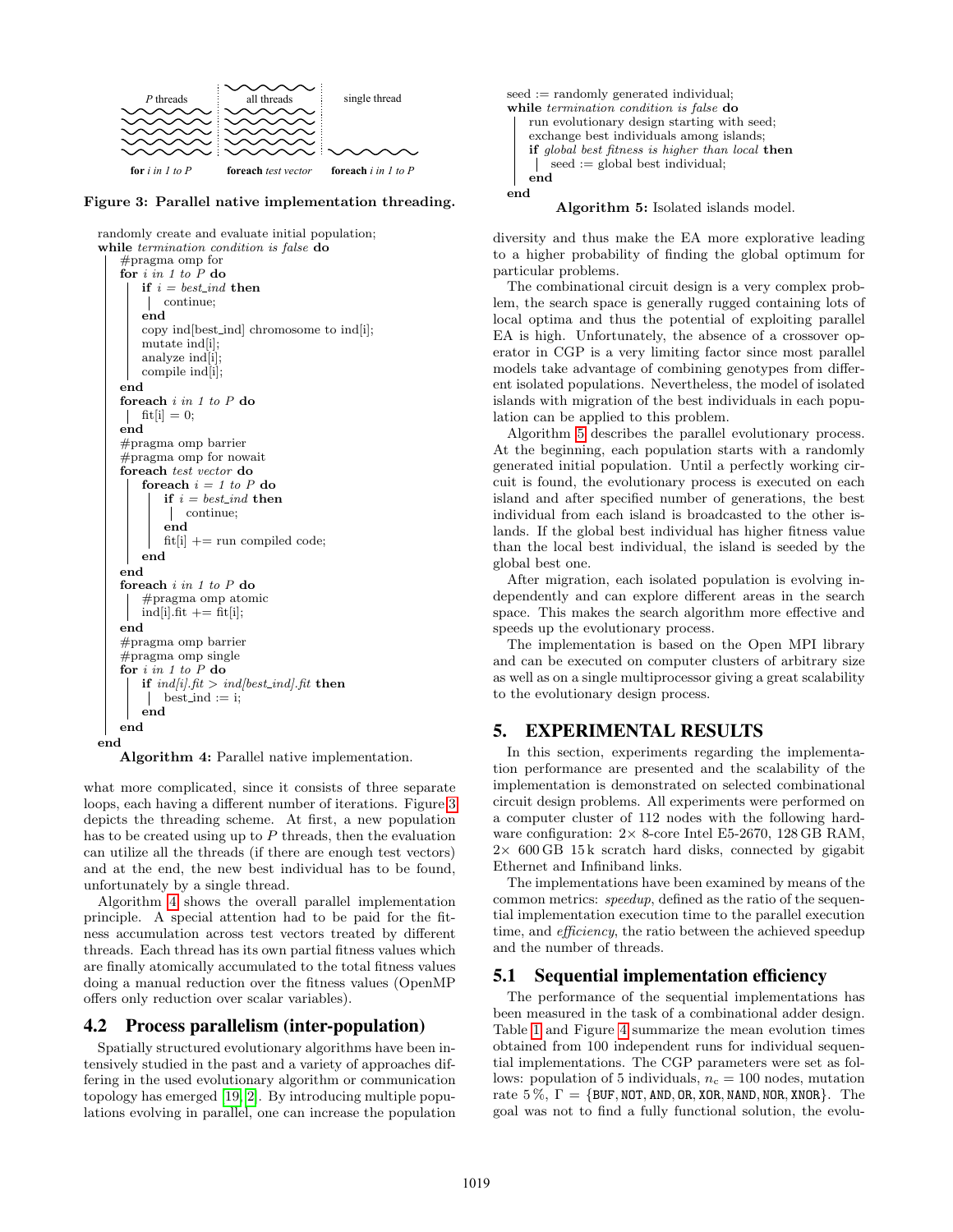P threads | all threads | single thread

**for** *i in 1 to P* | **foreach** *test vector* | **foreach** *i in 1 to P*

**Figure 3: Parallel native implementation threading.**

```
randomly create and evaluate initial population;
while termination condition is false do
    #pragma omp for
    for i in 1 to P do
        if i = best_ind then
            continue;
        end
        copy ind[best_ind] chromosome to ind[i];
        mutate ind[i];
        analyze ind[i];
        compile ind[i];
    end
    foreach i in 1 to P do
        fit[i] = 0;
    end
    #pragma omp barrier
    #pragma omp for nowait
    foreach test vector do
        foreach i = 1 to P do
            if i = best_ind then
                continue;
            end
            fit[i] += run compiled code;
        end
    end
    foreach i in 1 to P do
        #pragma omp atomic
        ind[i].fit += fit[i];
    end
    #pragma omp barrier
    #pragma omp single
    for i in 1 to P do
        if ind[i].fit > ind[best_ind].fit then
            best_ind := i;
        end
    end
end
```

**Algorithm 4:** Parallel native implementation.

what more complicated, since it consists of three separate loops, each having a different number of iterations. Figure 3 depicts the threading scheme. At first, a new population has to be created using up to $P$ threads, then the evaluation can utilize all the threads (if there are enough test vectors) and at the end, the new best individual has to be found, unfortunately by a single thread.

Algorithm 4 shows the overall parallel implementation principle. A special attention had to be paid for the fitness accumulation across test vectors treated by different threads. Each thread has its own partial fitness values which are finally atomically accumulated to the total fitness values doing a manual reduction over the fitness values (OpenMP offers only reduction over scalar variables).

## 4.2 Process parallelism (inter-population)

Spatially structured evolutionary algorithms have been intensively studied in the past and a variety of approaches differing in the used evolutionary algorithm or communication topology has emerged [19, 2]. By introducing multiple populations evolving in parallel, one can increase the population

```
seed := randomly generated individual;
while termination condition is false do
    run evolutionary design starting with seed;
    exchange best individuals among islands;
    if global best fitness is higher than local then
        seed := global best individual;
    end
end
```

**Algorithm 5:** Isolated islands model.

diversity and thus make the EA more explorative leading to a higher probability of finding the global optimum for particular problems.

The combinational circuit design is a very complex problem, the search space is generally rugged containing lots of local optima and thus the potential of exploiting parallel EA is high. Unfortunately, the absence of a crossover operator in CGP is a very limiting factor since most parallel models take advantage of combining genotypes from different isolated populations. Nevertheless, the model of isolated islands with migration of the best individuals in each population can be applied to this problem.

Algorithm 5 describes the parallel evolutionary process. At the beginning, each population starts with a randomly generated initial population. Until a perfectly working circuit is found, the evolutionary process is executed on each island and after specified number of generations, the best individual from each island is broadcasted to the other islands. If the global best individual has higher fitness value than the local best individual, the island is seeded by the global best one.

After migration, each isolated population is evolving independently and can explore different areas in the search space. This makes the search algorithm more effective and speeds up the evolutionary process.

The implementation is based on the Open MPI library and can be executed on computer clusters of arbitrary size as well as on a single multiprocessor giving a great scalability to the evolutionary design process.

# 5. EXPERIMENTAL RESULTS

In this section, experiments regarding the implementation performance are presented and the scalability of the implementation is demonstrated on selected combinational circuit design problems. All experiments were performed on a computer cluster of 112 nodes with the following hardware configuration: 2× 8-core Intel E5-2670, 128 GB RAM, 2× 600 GB 15 k scratch hard disks, connected by gigabit Ethernet and Infiniband links.

The implementations have been examined by means of the common metrics: *speedup*, defined as the ratio of the sequential implementation execution time to the parallel execution time, and *efficiency*, the ratio between the achieved speedup and the number of threads.

## 5.1 Sequential implementation efficiency

The performance of the sequential implementations has been measured in the task of a combinational adder design. Table 1 and Figure 4 summarize the mean evolution times obtained from 100 independent runs for individual sequential implementations. The CGP parameters were set as follows: population of 5 individuals, $n_c = 100$ nodes, mutation rate 5 %, $\Gamma = \{$BUF, NOT, AND, OR, XOR, NAND, NOR, XNOR$\}$. The goal was not to find a fully functional solution, the evolu-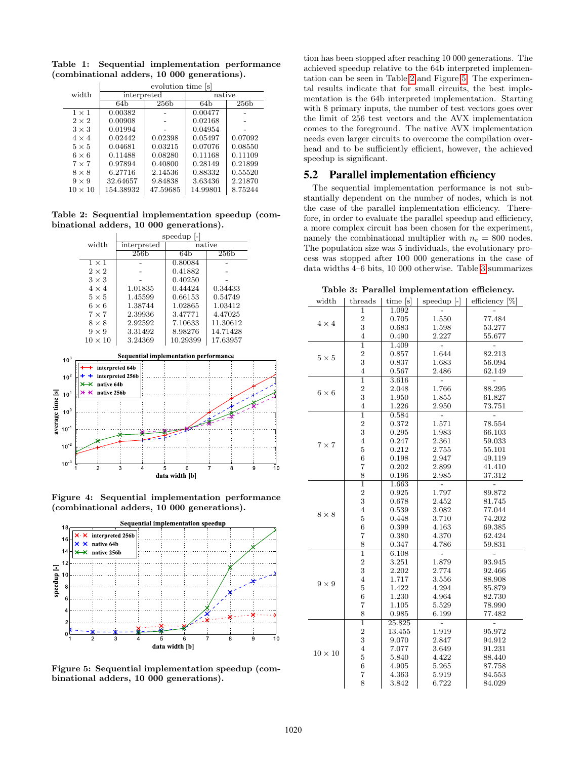**Table 1: Sequential implementation performance (combinational adders, 10 000 generations).**

| width | evolution time [s] | | | |
|---|---|---|---|---|
| | interpreted | | native | |
| | 64b | 256b | 64b | 256b |
| $1\times1$ | 0.00382 | - | 0.00477 | - |
| $2\times2$ | 0.00908 | - | 0.02168 | - |
| $3\times3$ | 0.01994 | - | 0.04954 | - |
| $4\times4$ | 0.02442 | 0.02398 | 0.05497 | 0.07092 |
| $5\times5$ | 0.04681 | 0.03215 | 0.07076 | 0.08550 |
| $6\times6$ | 0.11488 | 0.08280 | 0.11168 | 0.11109 |
| $7\times7$ | 0.97894 | 0.40800 | 0.28149 | 0.21899 |
| $8\times8$ | 6.27716 | 2.14536 | 0.88332 | 0.55520 |
| $9\times9$ | 32.64657 | 9.84838 | 3.63436 | 2.21870 |
| $10\times10$ | 154.38932 | 47.59685 | 14.99801 | 8.75244 |

**Table 2: Sequential implementation speedup (combinational adders, 10 000 generations).**

| width | speedup [-] | | |
|---|---|---|---|
| | interpreted | native | |
| | 256b | 64b | 256b |
| $1\times1$ | - | 0.80084 | - |
| $2\times2$ | - | 0.41882 | - |
| $3\times3$ | - | 0.40250 | - |
| $4\times4$ | 1.01835 | 0.44424 | 0.34433 |
| $5\times5$ | 1.45599 | 0.66153 | 0.54749 |
| $6\times6$ | 1.38744 | 1.02865 | 1.03412 |
| $7\times7$ | 2.39936 | 3.47771 | 4.47025 |
| $8\times8$ | 2.92592 | 7.10633 | 11.30612 |
| $9\times9$ | 3.31492 | 8.98276 | 14.71428 |
| $10\times10$ | 3.24369 | 10.29399 | 17.63957 |

**Figure 4: Sequential implementation performance (combinational adders, 10 000 generations).**

**Figure 5: Sequential implementation speedup (combinational adders, 10 000 generations).**

tion has been stopped after reaching 10 000 generations. The achieved speedup relative to the 64b interpreted implementation can be seen in Table 2 and Figure 5. The experimental results indicate that for small circuits, the best implementation is the 64b interpreted implementation. Starting with 8 primary inputs, the number of test vectors goes over the limit of 256 test vectors and the AVX implementation comes to the foreground. The native AVX implementation needs even larger circuits to overcome the compilation overhead and to be sufficiently efficient, however, the achieved speedup is significant.

## 5.2 Parallel implementation efficiency

The sequential implementation performance is not substantially dependent on the number of nodes, which is not the case of the parallel implementation efficiency. Therefore, in order to evaluate the parallel speedup and efficiency, a more complex circuit has been chosen for the experiment, namely the combinational multiplier with $n_c = 800$ nodes. The population size was 5 individuals, the evolutionary process was stopped after 100 000 generations in the case of data widths 4–6 bits, 10 000 otherwise. Table 3 summarizes

**Table 3: Parallel implementation efficiency.**

| width | threads | time [s] | speedup [-] | efficiency [%] |
|---|---|---|---|---|
| $4\times4$ | 1 | 1.092 | - | - |
| | 2 | 0.705 | 1.550 | 77.484 |
| | 3 | 0.683 | 1.598 | 53.277 |
| | 4 | 0.490 | 2.227 | 55.677 |
| $5\times5$ | 1 | 1.409 | - | - |
| | 2 | 0.857 | 1.644 | 82.213 |
| | 3 | 0.837 | 1.683 | 56.094 |
| | 4 | 0.567 | 2.486 | 62.149 |
| $6\times6$ | 1 | 3.616 | - | - |
| | 2 | 2.048 | 1.766 | 88.295 |
| | 3 | 1.950 | 1.855 | 61.827 |
| | 4 | 1.226 | 2.950 | 73.751 |
| $7\times7$ | 1 | 0.584 | - | - |
| | 2 | 0.372 | 1.571 | 78.554 |
| | 3 | 0.295 | 1.983 | 66.103 |
| | 4 | 0.247 | 2.361 | 59.033 |
| | 5 | 0.212 | 2.755 | 55.101 |
| | 6 | 0.198 | 2.947 | 49.119 |
| | 7 | 0.202 | 2.899 | 41.410 |
| | 8 | 0.196 | 2.985 | 37.312 |
| $8\times8$ | 1 | 1.663 | - | - |
| | 2 | 0.925 | 1.797 | 89.872 |
| | 3 | 0.678 | 2.452 | 81.745 |
| | 4 | 0.539 | 3.082 | 77.044 |
| | 5 | 0.448 | 3.710 | 74.202 |
| | 6 | 0.399 | 4.163 | 69.385 |
| | 7 | 0.380 | 4.370 | 62.424 |
| | 8 | 0.347 | 4.786 | 59.831 |
| $9\times9$ | 1 | 6.108 | - | - |
| | 2 | 3.251 | 1.879 | 93.945 |
| | 3 | 2.202 | 2.774 | 92.466 |
| | 4 | 1.717 | 3.556 | 88.908 |
| | 5 | 1.422 | 4.294 | 85.879 |
| | 6 | 1.230 | 4.964 | 82.730 |
| | 7 | 1.105 | 5.529 | 78.990 |
| | 8 | 0.985 | 6.199 | 77.482 |
| $10\times10$ | 1 | 25.825 | - | - |
| | 2 | 13.455 | 1.919 | 95.972 |
| | 3 | 9.070 | 2.847 | 94.912 |
| | 4 | 7.077 | 3.649 | 91.231 |
| | 5 | 5.840 | 4.422 | 88.440 |
| | 6 | 4.905 | 5.265 | 87.758 |
| | 7 | 4.363 | 5.919 | 84.553 |
| | 8 | 3.842 | 6.722 | 84.029 |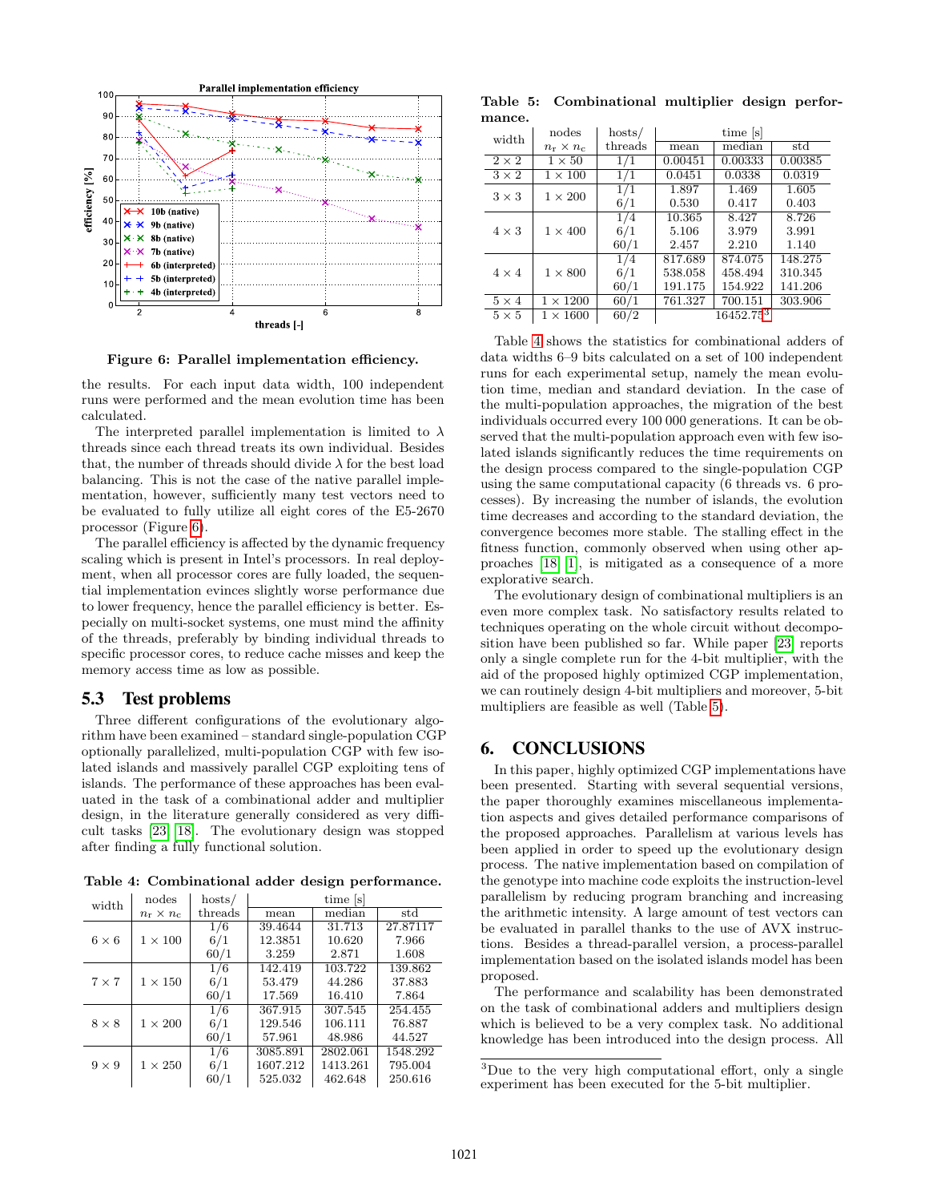**Figure 6: Parallel implementation efficiency.**

the results. For each input data width, 100 independent runs were performed and the mean evolution time has been calculated.

The interpreted parallel implementation is limited to $\lambda$ threads since each thread treats its own individual. Besides that, the number of threads should divide $\lambda$ for the best load balancing. This is not the case of the native parallel implementation, however, sufficiently many test vectors need to be evaluated to fully utilize all eight cores of the E5-2670 processor (Figure 6).

The parallel efficiency is affected by the dynamic frequency scaling which is present in Intel's processors. In real deployment, when all processor cores are fully loaded, the sequential implementation evinces slightly worse performance due to lower frequency, hence the parallel efficiency is better. Especially on multi-socket systems, one must mind the affinity of the threads, preferably by binding individual threads to specific processor cores, to reduce cache misses and keep the memory access time as low as possible.

## 5.3 Test problems

Three different configurations of the evolutionary algorithm have been examined – standard single-population CGP optionally parallelized, multi-population CGP with few isolated islands and massively parallel CGP exploiting tens of islands. The performance of these approaches has been evaluated in the task of a combinational adder and multiplier design, in the literature generally considered as very difficult tasks [23, 18]. The evolutionary design was stopped after finding a fully functional solution.

**Table 4: Combinational adder design performance.**

| width | nodes $n_r \times n_c$ | hosts/ threads | time [s] mean | median | std |
|---|---|---|---|---|---|
| $6 \times 6$ | $1 \times 100$ | 1/6 | 39.4644 | 31.713 | 27.87117 |
| | | 6/1 | 12.3851 | 10.620 | 7.966 |
| | | 60/1 | 3.259 | 2.871 | 1.608 |
| $7 \times 7$ | $1 \times 150$ | 1/6 | 142.419 | 103.722 | 139.862 |
| | | 6/1 | 53.479 | 44.286 | 37.883 |
| | | 60/1 | 17.569 | 16.410 | 7.864 |
| $8 \times 8$ | $1 \times 200$ | 1/6 | 367.915 | 307.545 | 254.455 |
| | | 6/1 | 129.546 | 106.111 | 76.887 |
| | | 60/1 | 57.961 | 48.986 | 44.527 |
| $9 \times 9$ | $1 \times 250$ | 1/6 | 3085.891 | 2802.061 | 1548.292 |
| | | 6/1 | 1607.212 | 1413.261 | 795.004 |
| | | 60/1 | 525.032 | 462.648 | 250.616 |

**Table 5: Combinational multiplier design performance.**

| width | nodes $n_r \times n_c$ | hosts/ threads | time [s] mean | median | std |
|---|---|---|---|---|---|
| $2 \times 2$ | $1 \times 50$ | 1/1 | 0.00451 | 0.00333 | 0.00385 |
| $3 \times 2$ | $1 \times 100$ | 1/1 | 0.0451 | 0.0338 | 0.0319 |
| $3 \times 3$ | $1 \times 200$ | 1/1 | 1.897 | 1.469 | 1.605 |
| | | 6/1 | 0.530 | 0.417 | 0.403 |
| $4 \times 3$ | $1 \times 400$ | 1/4 | 10.365 | 8.427 | 8.726 |
| | | 6/1 | 5.106 | 3.979 | 3.991 |
| | | 60/1 | 2.457 | 2.210 | 1.140 |
| $4 \times 4$ | $1 \times 800$ | 1/4 | 817.689 | 874.075 | 148.275 |
| | | 6/1 | 538.058 | 458.494 | 310.345 |
| | | 60/1 | 191.175 | 154.922 | 141.206 |
| $5 \times 4$ | $1 \times 1200$ | 60/1 | 761.327 | 700.151 | 303.906 |
| $5 \times 5$ | $1 \times 1600$ | 60/2 | 16452.75[3] | | |

Table 4 shows the statistics for combinational adders of data widths 6–9 bits calculated on a set of 100 independent runs for each experimental setup, namely the mean evolution time, median and standard deviation. In the case of the multi-population approaches, the migration of the best individuals occurred every 100 000 generations. It can be observed that the multi-population approach even with few isolated islands significantly reduces the time requirements on the design process compared to the single-population CGP using the same computational capacity (6 threads vs. 6 processes). By increasing the number of islands, the evolution time decreases and according to the standard deviation, the convergence becomes more stable. The stalling effect in the fitness function, commonly observed when using other approaches [18, 1], is mitigated as a consequence of a more explorative search.

The evolutionary design of combinational multipliers is an even more complex task. No satisfactory results related to techniques operating on the whole circuit without decomposition have been published so far. While paper [23] reports only a single complete run for the 4-bit multiplier, with the aid of the proposed highly optimized CGP implementation, we can routinely design 4-bit multipliers and moreover, 5-bit multipliers are feasible as well (Table 5).

# 6. CONCLUSIONS

In this paper, highly optimized CGP implementations have been presented. Starting with several sequential versions, the paper thoroughly examines miscellaneous implementation aspects and gives detailed performance comparisons of the proposed approaches. Parallelism at various levels has been applied in order to speed up the evolutionary design process. The native implementation based on compilation of the genotype into machine code exploits the instruction-level parallelism by reducing program branching and increasing the arithmetic intensity. A large amount of test vectors can be evaluated in parallel thanks to the use of AVX instructions. Besides a thread-parallel version, a process-parallel implementation based on the isolated islands model has been proposed.

The performance and scalability has been demonstrated on the task of combinational adders and multipliers design which is believed to be a very complex task. No additional knowledge has been introduced into the design process. All

[3] Due to the very high computational effort, only a single experiment has been executed for the 5-bit multiplier.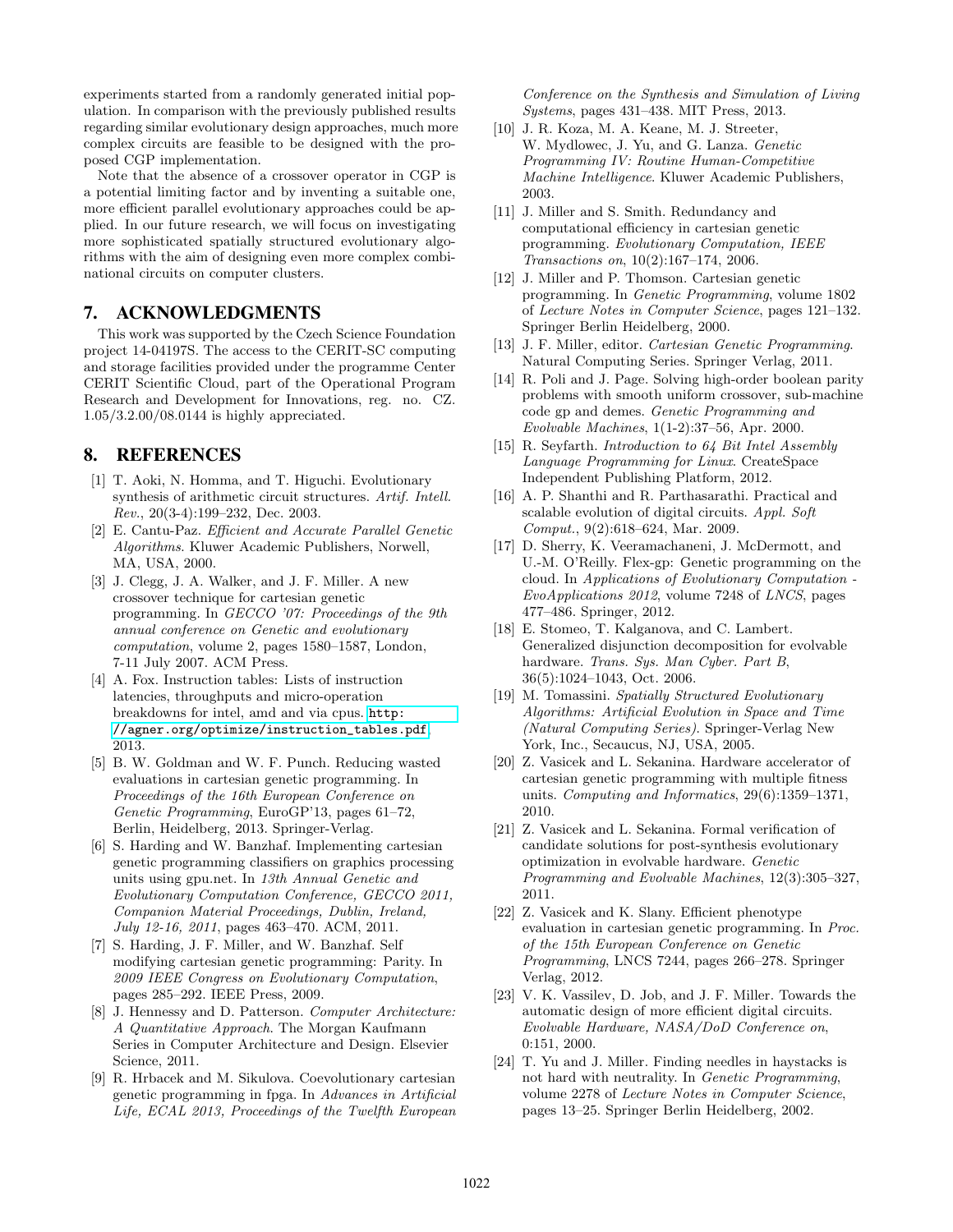experiments started from a randomly generated initial population. In comparison with the previously published results regarding similar evolutionary design approaches, much more complex circuits are feasible to be designed with the proposed CGP implementation.

Note that the absence of a crossover operator in CGP is a potential limiting factor and by inventing a suitable one, more efficient parallel evolutionary approaches could be applied. In our future research, we will focus on investigating more sophisticated spatially structured evolutionary algorithms with the aim of designing even more complex combinational circuits on computer clusters.

## 7. ACKNOWLEDGMENTS

This work was supported by the Czech Science Foundation project 14-04197S. The access to the CERIT-SC computing and storage facilities provided under the programme Center CERIT Scientific Cloud, part of the Operational Program Research and Development for Innovations, reg. no. CZ. 1.05/3.2.00/08.0144 is highly appreciated.

## 8. REFERENCES

[1] T. Aoki, N. Homma, and T. Higuchi. Evolutionary synthesis of arithmetic circuit structures. *Artif. Intell. Rev.*, 20(3-4):199–232, Dec. 2003.

[2] E. Cantu-Paz. *Efficient and Accurate Parallel Genetic Algorithms*. Kluwer Academic Publishers, Norwell, MA, USA, 2000.

[3] J. Clegg, J. A. Walker, and J. F. Miller. A new crossover technique for cartesian genetic programming. In *GECCO '07: Proceedings of the 9th annual conference on Genetic and evolutionary computation*, volume 2, pages 1580–1587, London, 7-11 July 2007. ACM Press.

[4] A. Fox. Instruction tables: Lists of instruction latencies, throughputs and micro-operation breakdowns for intel, amd and via cpus. http://agner.org/optimize/instruction_tables.pdf, 2013.

[5] B. W. Goldman and W. F. Punch. Reducing wasted evaluations in cartesian genetic programming. In *Proceedings of the 16th European Conference on Genetic Programming*, EuroGP'13, pages 61–72, Berlin, Heidelberg, 2013. Springer-Verlag.

[6] S. Harding and W. Banzhaf. Implementing cartesian genetic programming classifiers on graphics processing units using gpu.net. In *13th Annual Genetic and Evolutionary Computation Conference, GECCO 2011, Companion Material Proceedings, Dublin, Ireland, July 12-16, 2011*, pages 463–470. ACM, 2011.

[7] S. Harding, J. F. Miller, and W. Banzhaf. Self modifying cartesian genetic programming: Parity. In *2009 IEEE Congress on Evolutionary Computation*, pages 285–292. IEEE Press, 2009.

[8] J. Hennessy and D. Patterson. *Computer Architecture: A Quantitative Approach*. The Morgan Kaufmann Series in Computer Architecture and Design. Elsevier Science, 2011.

[9] R. Hrbacek and M. Sikulova. Coevolutionary cartesian genetic programming in fpga. In *Advances in Artificial Life, ECAL 2013, Proceedings of the Twelfth European Conference on the Synthesis and Simulation of Living Systems*, pages 431–438. MIT Press, 2013.

[10] J. R. Koza, M. A. Keane, M. J. Streeter, W. Mydlowec, J. Yu, and G. Lanza. *Genetic Programming IV: Routine Human-Competitive Machine Intelligence*. Kluwer Academic Publishers, 2003.

[11] J. Miller and S. Smith. Redundancy and computational efficiency in cartesian genetic programming. *Evolutionary Computation, IEEE Transactions on*, 10(2):167–174, 2006.

[12] J. Miller and P. Thomson. Cartesian genetic programming. In *Genetic Programming*, volume 1802 of *Lecture Notes in Computer Science*, pages 121–132. Springer Berlin Heidelberg, 2000.

[13] J. F. Miller, editor. *Cartesian Genetic Programming*. Natural Computing Series. Springer Verlag, 2011.

[14] R. Poli and J. Page. Solving high-order boolean parity problems with smooth uniform crossover, sub-machine code gp and demes. *Genetic Programming and Evolvable Machines*, 1(1-2):37–56, Apr. 2000.

[15] R. Seyfarth. *Introduction to 64 Bit Intel Assembly Language Programming for Linux*. CreateSpace Independent Publishing Platform, 2012.

[16] A. P. Shanthi and R. Parthasarathi. Practical and scalable evolution of digital circuits. *Appl. Soft Comput.*, 9(2):618–624, Mar. 2009.

[17] D. Sherry, K. Veeramachaneni, J. McDermott, and U.-M. O'Reilly. Flex-gp: Genetic programming on the cloud. In *Applications of Evolutionary Computation - EvoApplications 2012*, volume 7248 of *LNCS*, pages 477–486. Springer, 2012.

[18] E. Stomeo, T. Kalganova, and C. Lambert. Generalized disjunction decomposition for evolvable hardware. *Trans. Sys. Man Cyber. Part B*, 36(5):1024–1043, Oct. 2006.

[19] M. Tomassini. *Spatially Structured Evolutionary Algorithms: Artificial Evolution in Space and Time (Natural Computing Series)*. Springer-Verlag New York, Inc., Secaucus, NJ, USA, 2005.

[20] Z. Vasicek and L. Sekanina. Hardware accelerator of cartesian genetic programming with multiple fitness units. *Computing and Informatics*, 29(6):1359–1371, 2010.

[21] Z. Vasicek and L. Sekanina. Formal verification of candidate solutions for post-synthesis evolutionary optimization in evolvable hardware. *Genetic Programming and Evolvable Machines*, 12(3):305–327, 2011.

[22] Z. Vasicek and K. Slany. Efficient phenotype evaluation in cartesian genetic programming. In *Proc. of the 15th European Conference on Genetic Programming*, LNCS 7244, pages 266–278. Springer Verlag, 2012.

[23] V. K. Vassilev, D. Job, and J. F. Miller. Towards the automatic design of more efficient digital circuits. *Evolvable Hardware, NASA/DoD Conference on*, 0:151, 2000.

[24] T. Yu and J. Miller. Finding needles in haystacks is not hard with neutrality. In *Genetic Programming*, volume 2278 of *Lecture Notes in Computer Science*, pages 13–25. Springer Berlin Heidelberg, 2002.